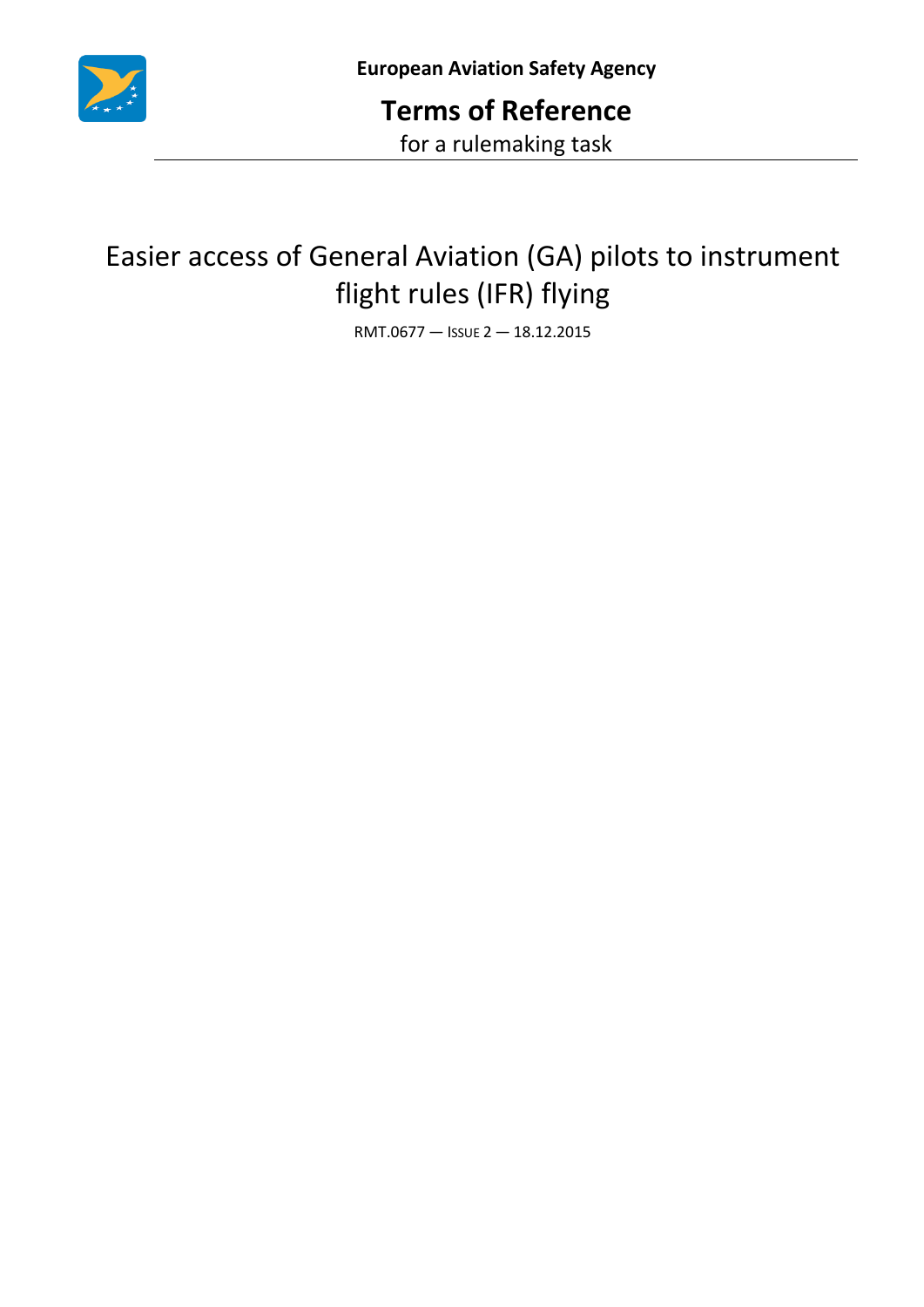**European Aviation Safety Agency**

# Terms of Reference

for a rulemaking task

## Easier access of General Aviation (GA) pilots to instrument flight rules (IFR) flying

RMT.0677 — ISSUE 2 — 18.12.2015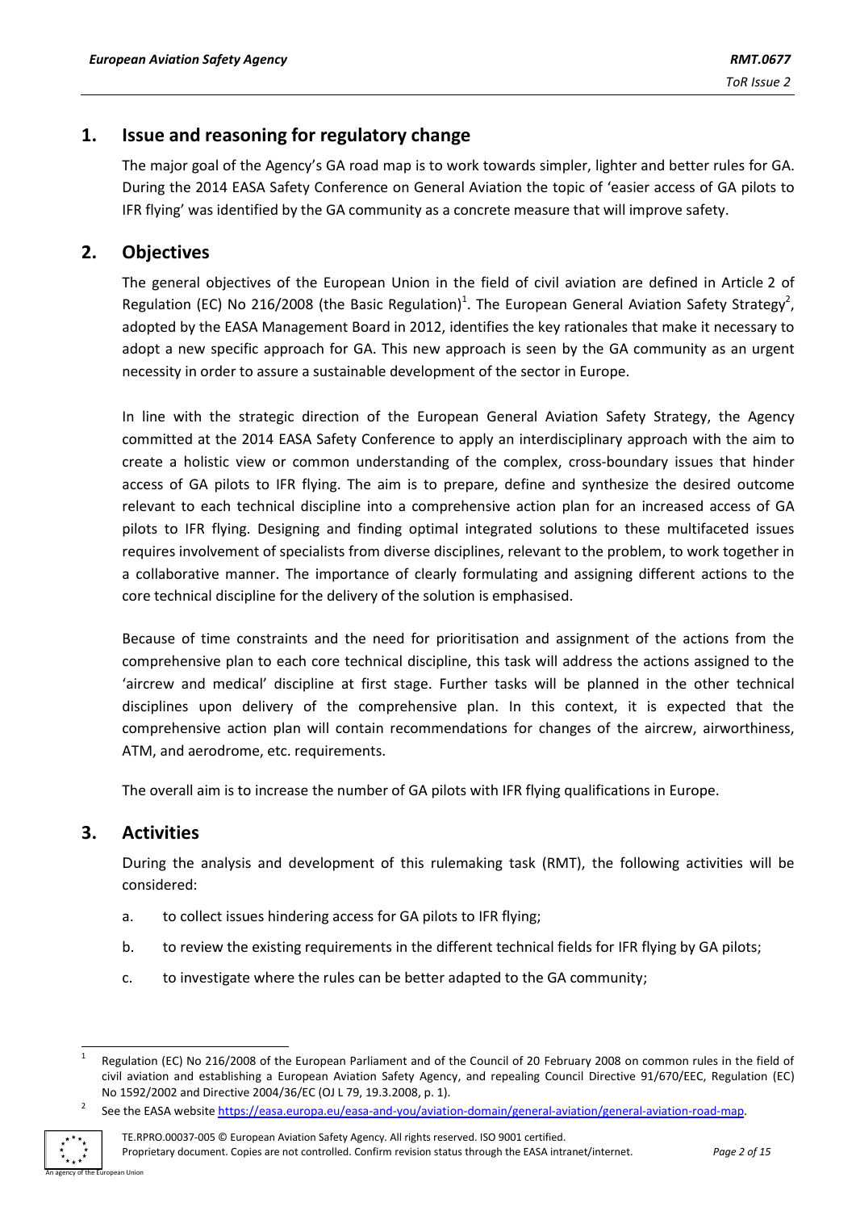## 1. Issue and reasoning for regulatory change

The major goal of the Agency's GA road map is to work towards simpler, lighter and better rules for GA. During the 2014 EASA Safety Conference on General Aviation the topic of 'easier access of GA pilots to IFR flying' was identified by the GA community as a concrete measure that will improve safety.

## 2. Objectives

The general objectives of the European Union in the field of civil aviation are defined in Article 2 of Regulation (EC) No 216/2008 (the Basic Regulation)[1]. The European General Aviation Safety Strategy[2], adopted by the EASA Management Board in 2012, identifies the key rationales that make it necessary to adopt a new specific approach for GA. This new approach is seen by the GA community as an urgent necessity in order to assure a sustainable development of the sector in Europe.

In line with the strategic direction of the European General Aviation Safety Strategy, the Agency committed at the 2014 EASA Safety Conference to apply an interdisciplinary approach with the aim to create a holistic view or common understanding of the complex, cross-boundary issues that hinder access of GA pilots to IFR flying. The aim is to prepare, define and synthesize the desired outcome relevant to each technical discipline into a comprehensive action plan for an increased access of GA pilots to IFR flying. Designing and finding optimal integrated solutions to these multifaceted issues requires involvement of specialists from diverse disciplines, relevant to the problem, to work together in a collaborative manner. The importance of clearly formulating and assigning different actions to the core technical discipline for the delivery of the solution is emphasised.

Because of time constraints and the need for prioritisation and assignment of the actions from the comprehensive plan to each core technical discipline, this task will address the actions assigned to the 'aircrew and medical' discipline at first stage. Further tasks will be planned in the other technical disciplines upon delivery of the comprehensive plan. In this context, it is expected that the comprehensive action plan will contain recommendations for changes of the aircrew, airworthiness, ATM, and aerodrome, etc. requirements.

The overall aim is to increase the number of GA pilots with IFR flying qualifications in Europe.

## 3. Activities

During the analysis and development of this rulemaking task (RMT), the following activities will be considered:

a. to collect issues hindering access for GA pilots to IFR flying;

b. to review the existing requirements in the different technical fields for IFR flying by GA pilots;

c. to investigate where the rules can be better adapted to the GA community;

---

[1] Regulation (EC) No 216/2008 of the European Parliament and of the Council of 20 February 2008 on common rules in the field of civil aviation and establishing a European Aviation Safety Agency, and repealing Council Directive 91/670/EEC, Regulation (EC) No 1592/2002 and Directive 2004/36/EC (OJ L 79, 19.3.2008, p. 1).

[2] See the EASA website https://easa.europa.eu/easa-and-you/aviation-domain/general-aviation/general-aviation-road-map.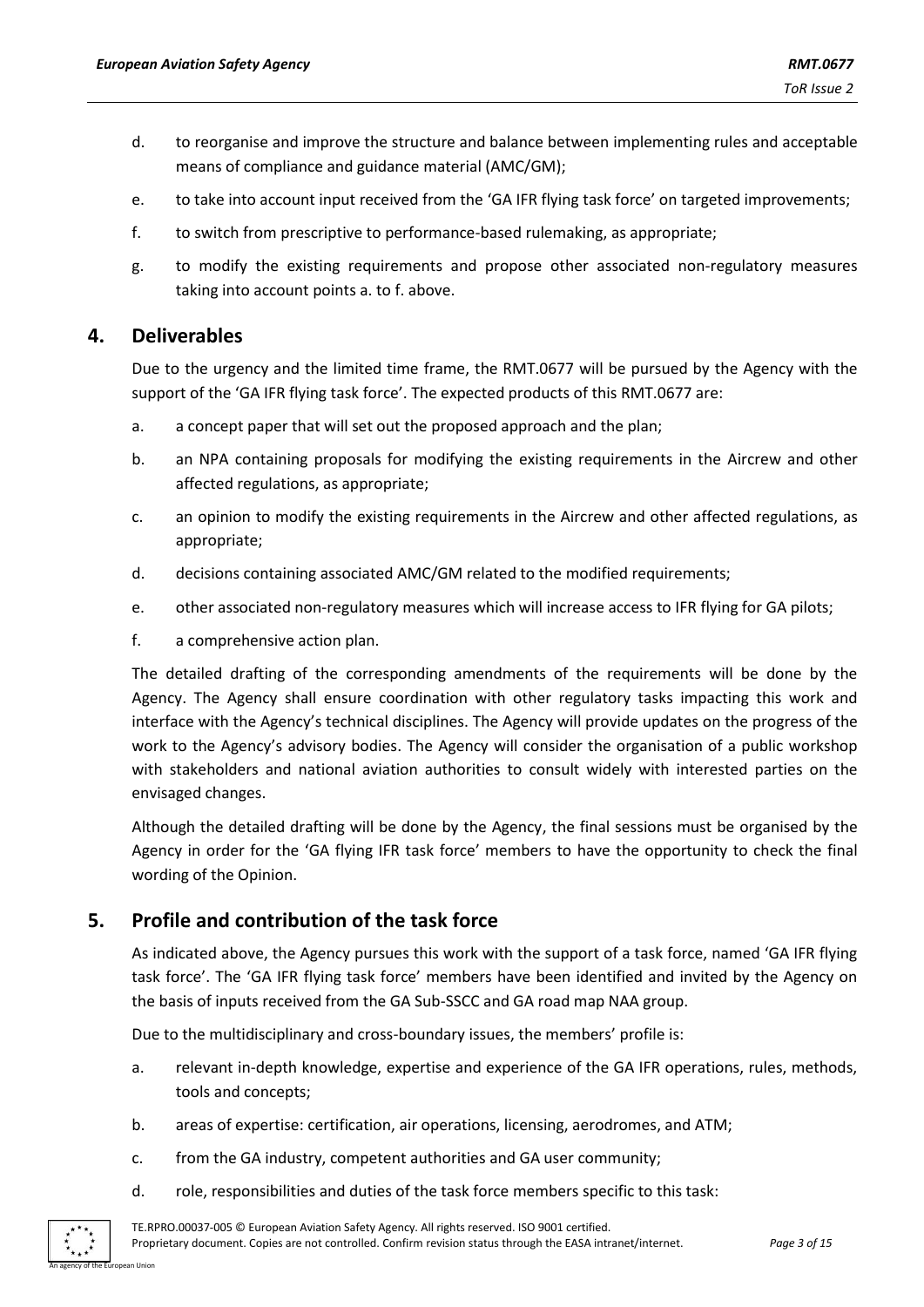d. to reorganise and improve the structure and balance between implementing rules and acceptable means of compliance and guidance material (AMC/GM);

e. to take into account input received from the 'GA IFR flying task force' on targeted improvements;

f. to switch from prescriptive to performance-based rulemaking, as appropriate;

g. to modify the existing requirements and propose other associated non-regulatory measures taking into account points a. to f. above.

## 4. Deliverables

Due to the urgency and the limited time frame, the RMT.0677 will be pursued by the Agency with the support of the 'GA IFR flying task force'. The expected products of this RMT.0677 are:

a. a concept paper that will set out the proposed approach and the plan;

b. an NPA containing proposals for modifying the existing requirements in the Aircrew and other affected regulations, as appropriate;

c. an opinion to modify the existing requirements in the Aircrew and other affected regulations, as appropriate;

d. decisions containing associated AMC/GM related to the modified requirements;

e. other associated non-regulatory measures which will increase access to IFR flying for GA pilots;

f. a comprehensive action plan.

The detailed drafting of the corresponding amendments of the requirements will be done by the Agency. The Agency shall ensure coordination with other regulatory tasks impacting this work and interface with the Agency's technical disciplines. The Agency will provide updates on the progress of the work to the Agency's advisory bodies. The Agency will consider the organisation of a public workshop with stakeholders and national aviation authorities to consult widely with interested parties on the envisaged changes.

Although the detailed drafting will be done by the Agency, the final sessions must be organised by the Agency in order for the 'GA flying IFR task force' members to have the opportunity to check the final wording of the Opinion.

## 5. Profile and contribution of the task force

As indicated above, the Agency pursues this work with the support of a task force, named 'GA IFR flying task force'. The 'GA IFR flying task force' members have been identified and invited by the Agency on the basis of inputs received from the GA Sub-SSCC and GA road map NAA group.

Due to the multidisciplinary and cross-boundary issues, the members' profile is:

a. relevant in-depth knowledge, expertise and experience of the GA IFR operations, rules, methods, tools and concepts;

b. areas of expertise: certification, air operations, licensing, aerodromes, and ATM;

c. from the GA industry, competent authorities and GA user community;

d. role, responsibilities and duties of the task force members specific to this task: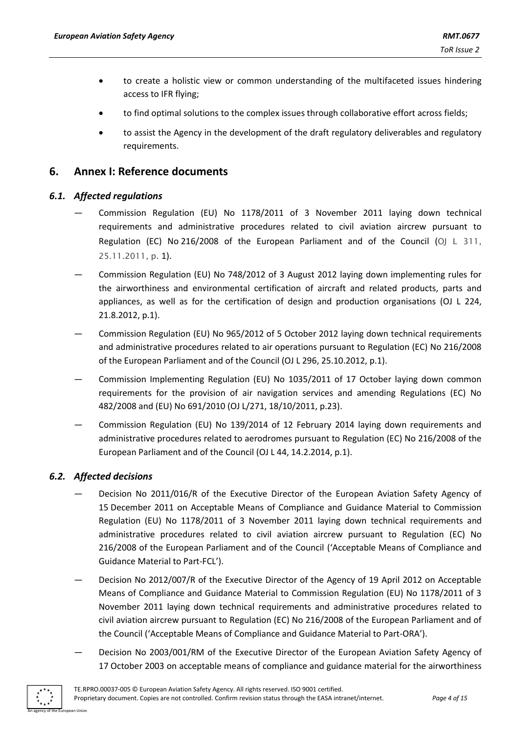- to create a holistic view or common understanding of the multifaceted issues hindering access to IFR flying;
- to find optimal solutions to the complex issues through collaborative effort across fields;
- to assist the Agency in the development of the draft regulatory deliverables and regulatory requirements.

## 6. Annex I: Reference documents

### *6.1. Affected regulations*

— Commission Regulation (EU) No 1178/2011 of 3 November 2011 laying down technical requirements and administrative procedures related to civil aviation aircrew pursuant to Regulation (EC) No 216/2008 of the European Parliament and of the Council (OJ L 311, 25.11.2011, p. 1).

— Commission Regulation (EU) No 748/2012 of 3 August 2012 laying down implementing rules for the airworthiness and environmental certification of aircraft and related products, parts and appliances, as well as for the certification of design and production organisations (OJ L 224, 21.8.2012, p.1).

— Commission Regulation (EU) No 965/2012 of 5 October 2012 laying down technical requirements and administrative procedures related to air operations pursuant to Regulation (EC) No 216/2008 of the European Parliament and of the Council (OJ L 296, 25.10.2012, p.1).

— Commission Implementing Regulation (EU) No 1035/2011 of 17 October laying down common requirements for the provision of air navigation services and amending Regulations (EC) No 482/2008 and (EU) No 691/2010 (OJ L/271, 18/10/2011, p.23).

— Commission Regulation (EU) No 139/2014 of 12 February 2014 laying down requirements and administrative procedures related to aerodromes pursuant to Regulation (EC) No 216/2008 of the European Parliament and of the Council (OJ L 44, 14.2.2014, p.1).

### *6.2. Affected decisions*

— Decision No 2011/016/R of the Executive Director of the European Aviation Safety Agency of 15 December 2011 on Acceptable Means of Compliance and Guidance Material to Commission Regulation (EU) No 1178/2011 of 3 November 2011 laying down technical requirements and administrative procedures related to civil aviation aircrew pursuant to Regulation (EC) No 216/2008 of the European Parliament and of the Council ('Acceptable Means of Compliance and Guidance Material to Part-FCL').

— Decision No 2012/007/R of the Executive Director of the Agency of 19 April 2012 on Acceptable Means of Compliance and Guidance Material to Commission Regulation (EU) No 1178/2011 of 3 November 2011 laying down technical requirements and administrative procedures related to civil aviation aircrew pursuant to Regulation (EC) No 216/2008 of the European Parliament and of the Council ('Acceptable Means of Compliance and Guidance Material to Part-ORA').

— Decision No 2003/001/RM of the Executive Director of the European Aviation Safety Agency of 17 October 2003 on acceptable means of compliance and guidance material for the airworthiness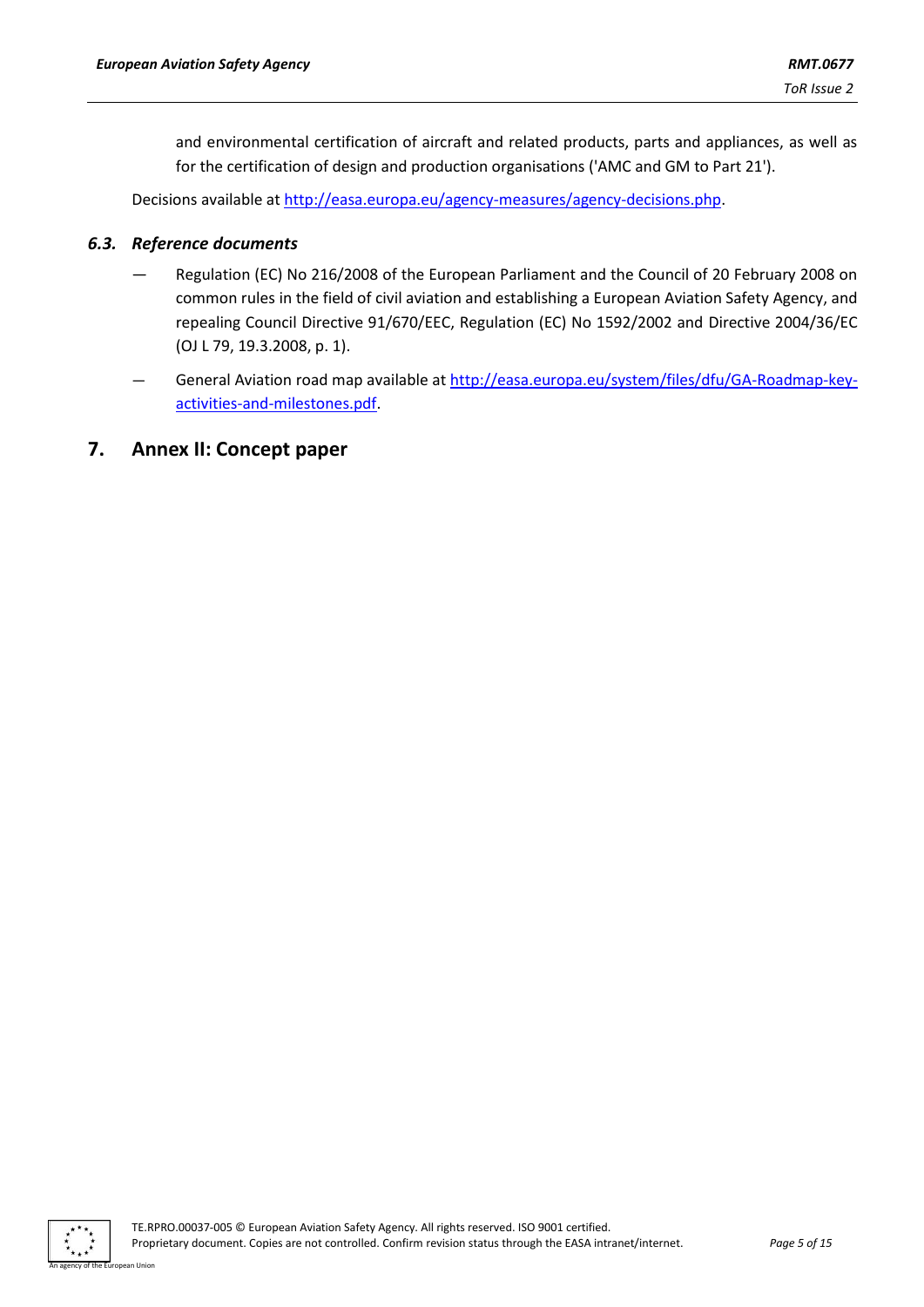and environmental certification of aircraft and related products, parts and appliances, as well as for the certification of design and production organisations ('AMC and GM to Part 21').

Decisions available at [http://easa.europa.eu/agency-measures/agency-decisions.php](http://easa.europa.eu/agency-measures/agency-decisions.php).

### *6.3. Reference documents*

— Regulation (EC) No 216/2008 of the European Parliament and the Council of 20 February 2008 on common rules in the field of civil aviation and establishing a European Aviation Safety Agency, and repealing Council Directive 91/670/EEC, Regulation (EC) No 1592/2002 and Directive 2004/36/EC (OJ L 79, 19.3.2008, p. 1).

— General Aviation road map available at [http://easa.europa.eu/system/files/dfu/GA-Roadmap-key-activities-and-milestones.pdf](http://easa.europa.eu/system/files/dfu/GA-Roadmap-key-activities-and-milestones.pdf).

## 7. Annex II: Concept paper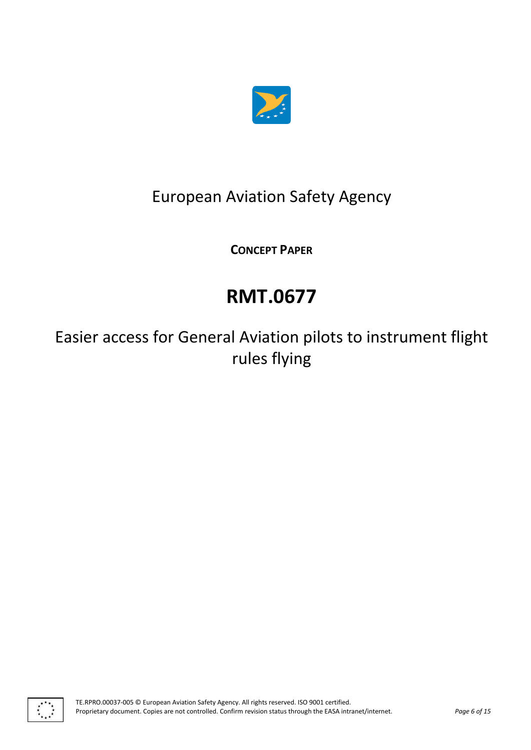European Aviation Safety Agency

**CONCEPT PAPER**

# RMT.0677

## Easier access for General Aviation pilots to instrument flight rules flying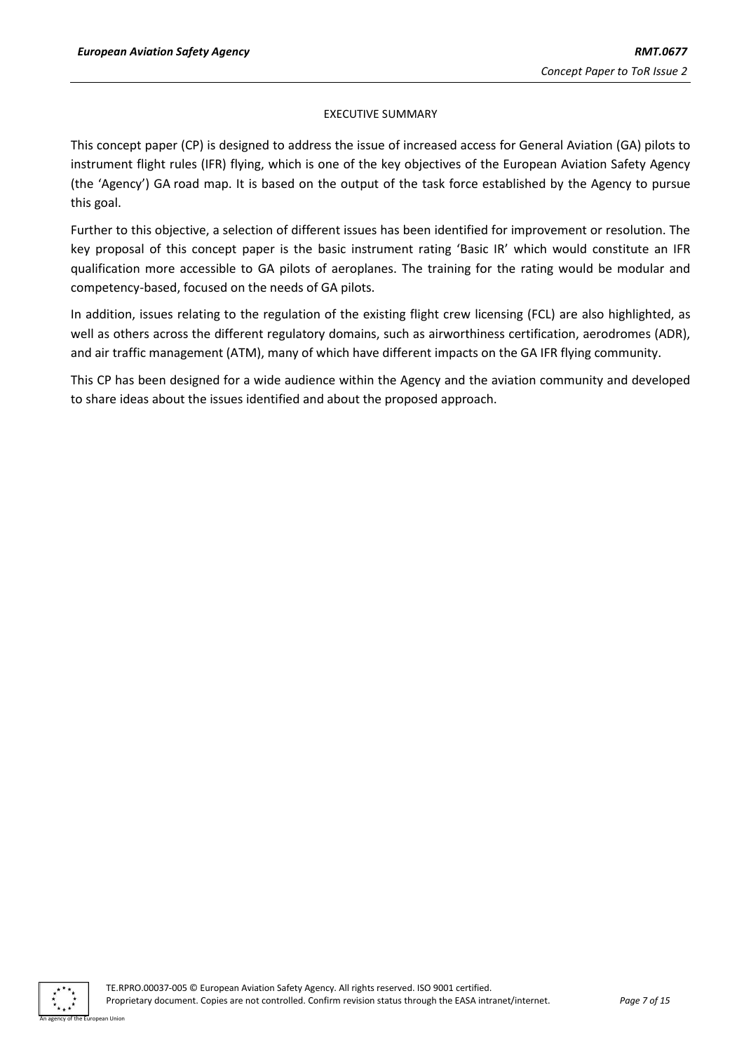## EXECUTIVE SUMMARY

This concept paper (CP) is designed to address the issue of increased access for General Aviation (GA) pilots to instrument flight rules (IFR) flying, which is one of the key objectives of the European Aviation Safety Agency (the 'Agency') GA road map. It is based on the output of the task force established by the Agency to pursue this goal.

Further to this objective, a selection of different issues has been identified for improvement or resolution. The key proposal of this concept paper is the basic instrument rating 'Basic IR' which would constitute an IFR qualification more accessible to GA pilots of aeroplanes. The training for the rating would be modular and competency-based, focused on the needs of GA pilots.

In addition, issues relating to the regulation of the existing flight crew licensing (FCL) are also highlighted, as well as others across the different regulatory domains, such as airworthiness certification, aerodromes (ADR), and air traffic management (ATM), many of which have different impacts on the GA IFR flying community.

This CP has been designed for a wide audience within the Agency and the aviation community and developed to share ideas about the issues identified and about the proposed approach.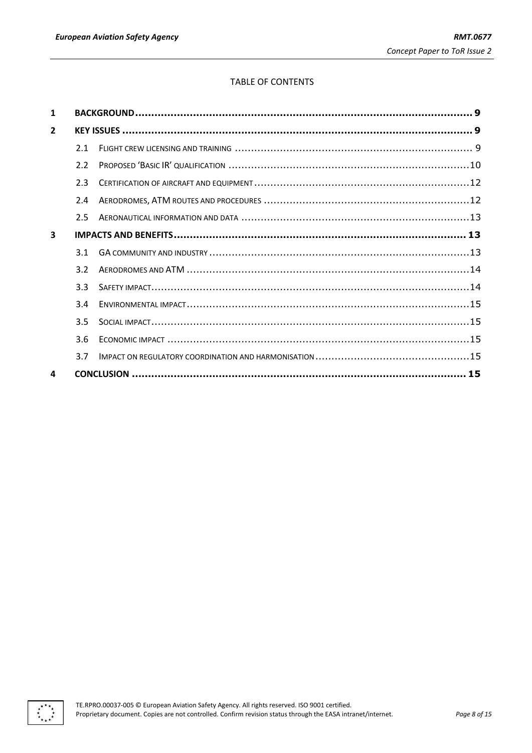TABLE OF CONTENTS

| | | | |
|---|---|---|---|
| **1** | **BACKGROUND** | | **9** |
| **2** | **KEY ISSUES** | | **9** |
| | 2.1 | FLIGHT CREW LICENSING AND TRAINING | 9 |
| | 2.2 | PROPOSED 'BASIC IR' QUALIFICATION | 10 |
| | 2.3 | CERTIFICATION OF AIRCRAFT AND EQUIPMENT | 12 |
| | 2.4 | AERODROMES, ATM ROUTES AND PROCEDURES | 12 |
| | 2.5 | AERONAUTICAL INFORMATION AND DATA | 13 |
| **3** | **IMPACTS AND BENEFITS** | | **13** |
| | 3.1 | GA COMMUNITY AND INDUSTRY | 13 |
| | 3.2 | AERODROMES AND ATM | 14 |
| | 3.3 | SAFETY IMPACT | 14 |
| | 3.4 | ENVIRONMENTAL IMPACT | 15 |
| | 3.5 | SOCIAL IMPACT | 15 |
| | 3.6 | ECONOMIC IMPACT | 15 |
| | 3.7 | IMPACT ON REGULATORY COORDINATION AND HARMONISATION | 15 |
| **4** | **CONCLUSION** | | **15** |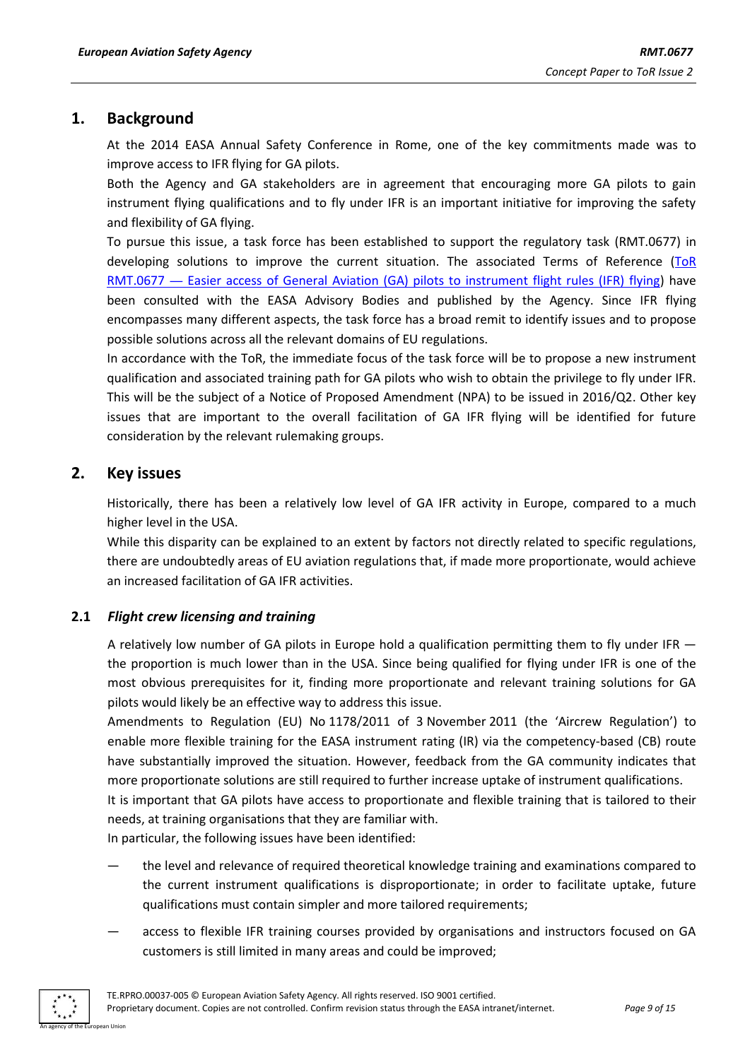## 1. Background

At the 2014 EASA Annual Safety Conference in Rome, one of the key commitments made was to improve access to IFR flying for GA pilots.

Both the Agency and GA stakeholders are in agreement that encouraging more GA pilots to gain instrument flying qualifications and to fly under IFR is an important initiative for improving the safety and flexibility of GA flying.

To pursue this issue, a task force has been established to support the regulatory task (RMT.0677) in developing solutions to improve the current situation. The associated Terms of Reference (ToR RMT.0677 — Easier access of General Aviation (GA) pilots to instrument flight rules (IFR) flying) have been consulted with the EASA Advisory Bodies and published by the Agency. Since IFR flying encompasses many different aspects, the task force has a broad remit to identify issues and to propose possible solutions across all the relevant domains of EU regulations.

In accordance with the ToR, the immediate focus of the task force will be to propose a new instrument qualification and associated training path for GA pilots who wish to obtain the privilege to fly under IFR. This will be the subject of a Notice of Proposed Amendment (NPA) to be issued in 2016/Q2. Other key issues that are important to the overall facilitation of GA IFR flying will be identified for future consideration by the relevant rulemaking groups.

## 2. Key issues

Historically, there has been a relatively low level of GA IFR activity in Europe, compared to a much higher level in the USA.

While this disparity can be explained to an extent by factors not directly related to specific regulations, there are undoubtedly areas of EU aviation regulations that, if made more proportionate, would achieve an increased facilitation of GA IFR activities.

### 2.1 *Flight crew licensing and training*

A relatively low number of GA pilots in Europe hold a qualification permitting them to fly under IFR — the proportion is much lower than in the USA. Since being qualified for flying under IFR is one of the most obvious prerequisites for it, finding more proportionate and relevant training solutions for GA pilots would likely be an effective way to address this issue.

Amendments to Regulation (EU) No 1178/2011 of 3 November 2011 (the 'Aircrew Regulation') to enable more flexible training for the EASA instrument rating (IR) via the competency-based (CB) route have substantially improved the situation. However, feedback from the GA community indicates that more proportionate solutions are still required to further increase uptake of instrument qualifications.

It is important that GA pilots have access to proportionate and flexible training that is tailored to their needs, at training organisations that they are familiar with.

In particular, the following issues have been identified:

— the level and relevance of required theoretical knowledge training and examinations compared to the current instrument qualifications is disproportionate; in order to facilitate uptake, future qualifications must contain simpler and more tailored requirements;

— access to flexible IFR training courses provided by organisations and instructors focused on GA customers is still limited in many areas and could be improved;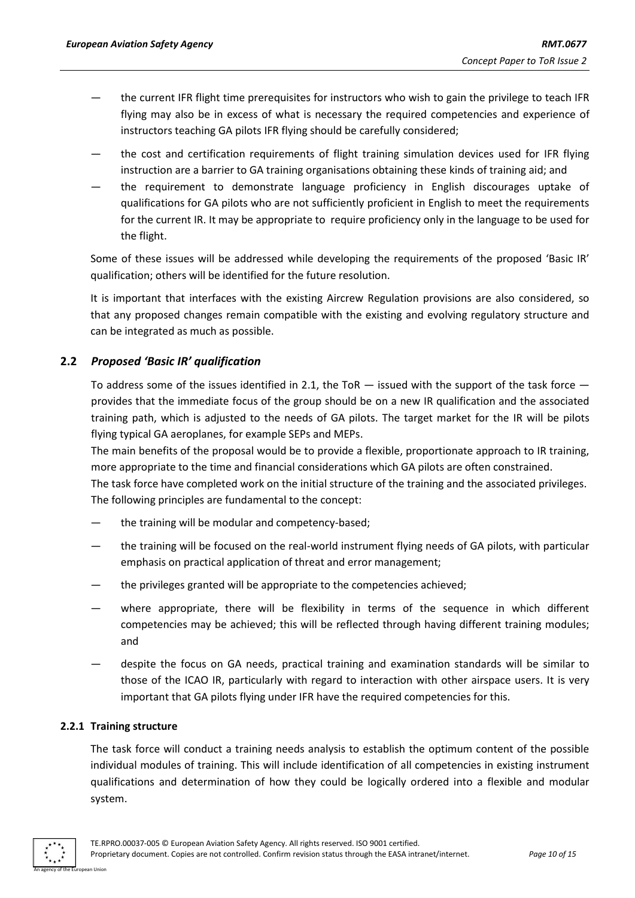— the current IFR flight time prerequisites for instructors who wish to gain the privilege to teach IFR flying may also be in excess of what is necessary the required competencies and experience of instructors teaching GA pilots IFR flying should be carefully considered;

— the cost and certification requirements of flight training simulation devices used for IFR flying instruction are a barrier to GA training organisations obtaining these kinds of training aid; and

— the requirement to demonstrate language proficiency in English discourages uptake of qualifications for GA pilots who are not sufficiently proficient in English to meet the requirements for the current IR. It may be appropriate to require proficiency only in the language to be used for the flight.

Some of these issues will be addressed while developing the requirements of the proposed 'Basic IR' qualification; others will be identified for the future resolution.

It is important that interfaces with the existing Aircrew Regulation provisions are also considered, so that any proposed changes remain compatible with the existing and evolving regulatory structure and can be integrated as much as possible.

## 2.2 *Proposed 'Basic IR' qualification*

To address some of the issues identified in 2.1, the ToR — issued with the support of the task force — provides that the immediate focus of the group should be on a new IR qualification and the associated training path, which is adjusted to the needs of GA pilots. The target market for the IR will be pilots flying typical GA aeroplanes, for example SEPs and MEPs.

The main benefits of the proposal would be to provide a flexible, proportionate approach to IR training, more appropriate to the time and financial considerations which GA pilots are often constrained.

The task force have completed work on the initial structure of the training and the associated privileges.

The following principles are fundamental to the concept:

— the training will be modular and competency-based;

— the training will be focused on the real-world instrument flying needs of GA pilots, with particular emphasis on practical application of threat and error management;

— the privileges granted will be appropriate to the competencies achieved;

— where appropriate, there will be flexibility in terms of the sequence in which different competencies may be achieved; this will be reflected through having different training modules; and

— despite the focus on GA needs, practical training and examination standards will be similar to those of the ICAO IR, particularly with regard to interaction with other airspace users. It is very important that GA pilots flying under IFR have the required competencies for this.

### 2.2.1 Training structure

The task force will conduct a training needs analysis to establish the optimum content of the possible individual modules of training. This will include identification of all competencies in existing instrument qualifications and determination of how they could be logically ordered into a flexible and modular system.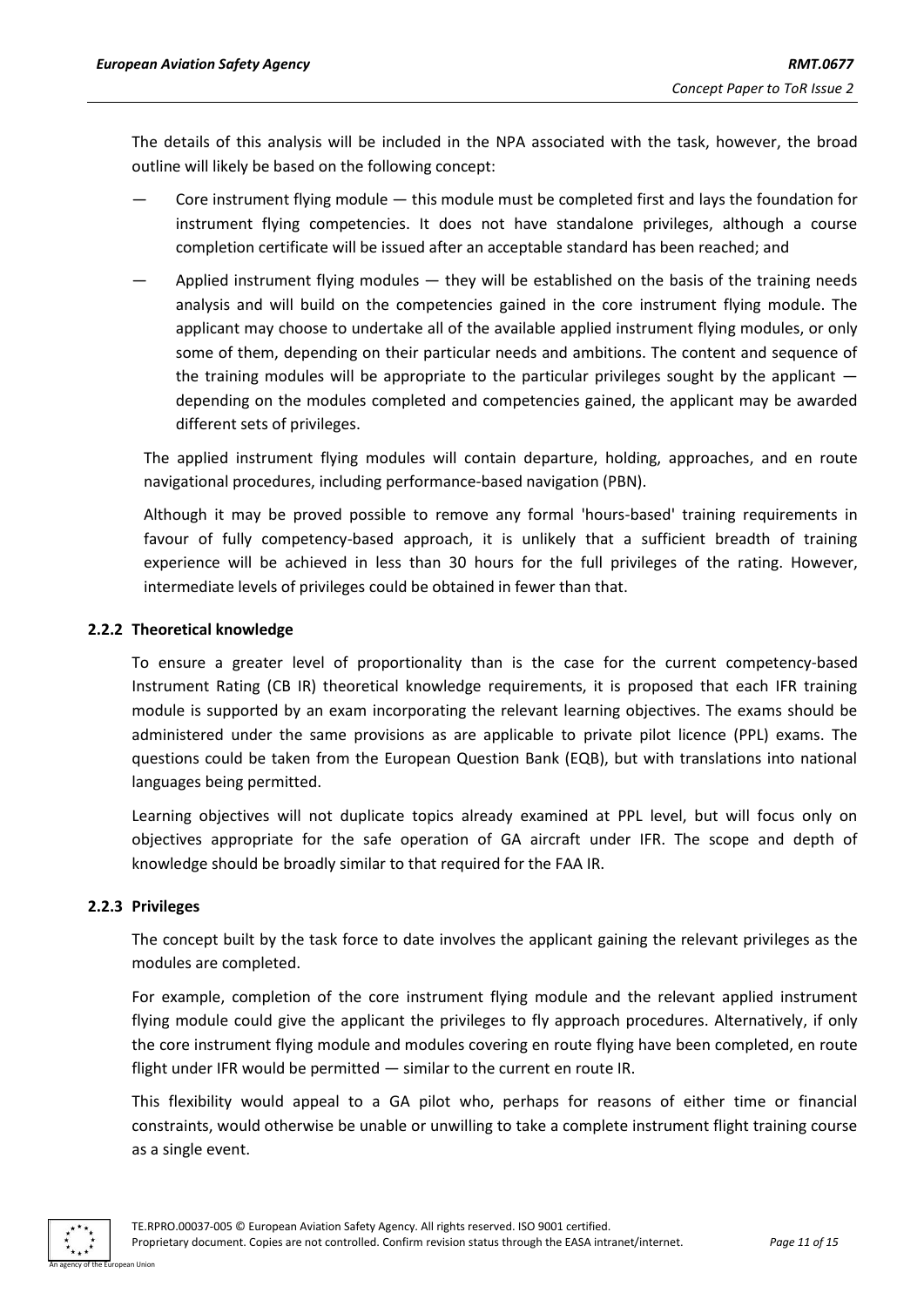The details of this analysis will be included in the NPA associated with the task, however, the broad outline will likely be based on the following concept:

- Core instrument flying module — this module must be completed first and lays the foundation for instrument flying competencies. It does not have standalone privileges, although a course completion certificate will be issued after an acceptable standard has been reached; and
- Applied instrument flying modules — they will be established on the basis of the training needs analysis and will build on the competencies gained in the core instrument flying module. The applicant may choose to undertake all of the available applied instrument flying modules, or only some of them, depending on their particular needs and ambitions. The content and sequence of the training modules will be appropriate to the particular privileges sought by the applicant — depending on the modules completed and competencies gained, the applicant may be awarded different sets of privileges.

The applied instrument flying modules will contain departure, holding, approaches, and en route navigational procedures, including performance-based navigation (PBN).

Although it may be proved possible to remove any formal 'hours-based' training requirements in favour of fully competency-based approach, it is unlikely that a sufficient breadth of training experience will be achieved in less than 30 hours for the full privileges of the rating. However, intermediate levels of privileges could be obtained in fewer than that.

### 2.2.2 Theoretical knowledge

To ensure a greater level of proportionality than is the case for the current competency-based Instrument Rating (CB IR) theoretical knowledge requirements, it is proposed that each IFR training module is supported by an exam incorporating the relevant learning objectives. The exams should be administered under the same provisions as are applicable to private pilot licence (PPL) exams. The questions could be taken from the European Question Bank (EQB), but with translations into national languages being permitted.

Learning objectives will not duplicate topics already examined at PPL level, but will focus only on objectives appropriate for the safe operation of GA aircraft under IFR. The scope and depth of knowledge should be broadly similar to that required for the FAA IR.

### 2.2.3 Privileges

The concept built by the task force to date involves the applicant gaining the relevant privileges as the modules are completed.

For example, completion of the core instrument flying module and the relevant applied instrument flying module could give the applicant the privileges to fly approach procedures. Alternatively, if only the core instrument flying module and modules covering en route flying have been completed, en route flight under IFR would be permitted — similar to the current en route IR.

This flexibility would appeal to a GA pilot who, perhaps for reasons of either time or financial constraints, would otherwise be unable or unwilling to take a complete instrument flight training course as a single event.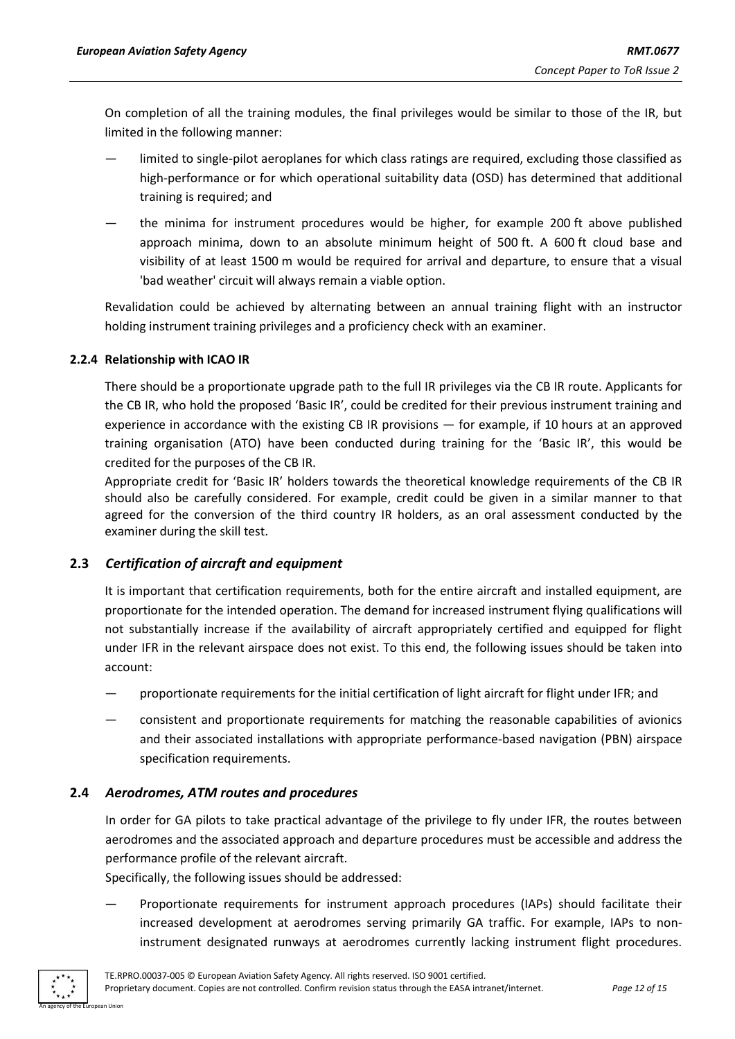On completion of all the training modules, the final privileges would be similar to those of the IR, but limited in the following manner:

— limited to single-pilot aeroplanes for which class ratings are required, excluding those classified as high-performance or for which operational suitability data (OSD) has determined that additional training is required; and

— the minima for instrument procedures would be higher, for example 200 ft above published approach minima, down to an absolute minimum height of 500 ft. A 600 ft cloud base and visibility of at least 1500 m would be required for arrival and departure, to ensure that a visual 'bad weather' circuit will always remain a viable option.

Revalidation could be achieved by alternating between an annual training flight with an instructor holding instrument training privileges and a proficiency check with an examiner.

#### 2.2.4 Relationship with ICAO IR

There should be a proportionate upgrade path to the full IR privileges via the CB IR route. Applicants for the CB IR, who hold the proposed 'Basic IR', could be credited for their previous instrument training and experience in accordance with the existing CB IR provisions — for example, if 10 hours at an approved training organisation (ATO) have been conducted during training for the 'Basic IR', this would be credited for the purposes of the CB IR.

Appropriate credit for 'Basic IR' holders towards the theoretical knowledge requirements of the CB IR should also be carefully considered. For example, credit could be given in a similar manner to that agreed for the conversion of the third country IR holders, as an oral assessment conducted by the examiner during the skill test.

### 2.3 *Certification of aircraft and equipment*

It is important that certification requirements, both for the entire aircraft and installed equipment, are proportionate for the intended operation. The demand for increased instrument flying qualifications will not substantially increase if the availability of aircraft appropriately certified and equipped for flight under IFR in the relevant airspace does not exist. To this end, the following issues should be taken into account:

— proportionate requirements for the initial certification of light aircraft for flight under IFR; and

— consistent and proportionate requirements for matching the reasonable capabilities of avionics and their associated installations with appropriate performance-based navigation (PBN) airspace specification requirements.

### 2.4 *Aerodromes, ATM routes and procedures*

In order for GA pilots to take practical advantage of the privilege to fly under IFR, the routes between aerodromes and the associated approach and departure procedures must be accessible and address the performance profile of the relevant aircraft.

Specifically, the following issues should be addressed:

— Proportionate requirements for instrument approach procedures (IAPs) should facilitate their increased development at aerodromes serving primarily GA traffic. For example, IAPs to non-instrument designated runways at aerodromes currently lacking instrument flight procedures.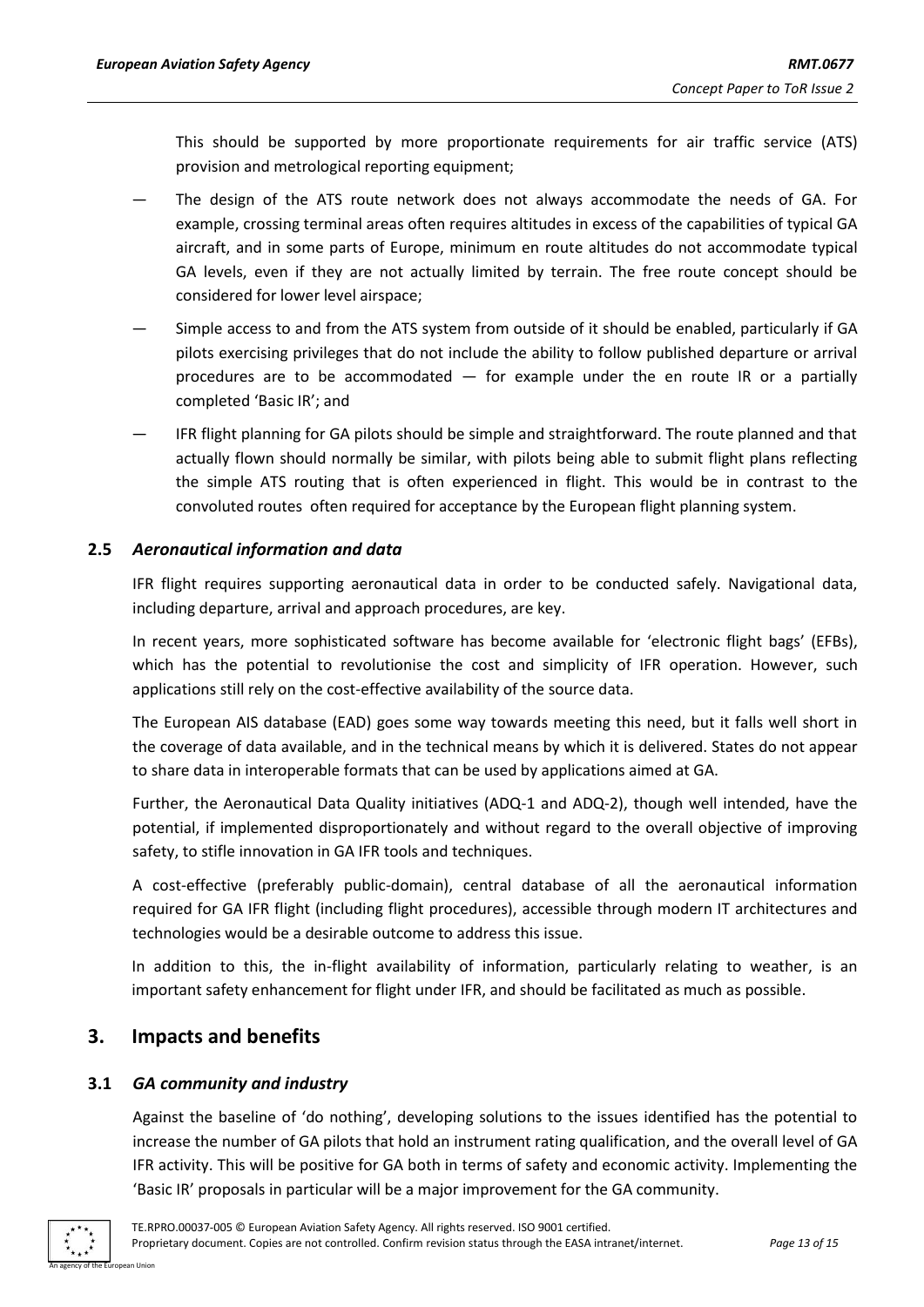This should be supported by more proportionate requirements for air traffic service (ATS) provision and metrological reporting equipment;

- The design of the ATS route network does not always accommodate the needs of GA. For example, crossing terminal areas often requires altitudes in excess of the capabilities of typical GA aircraft, and in some parts of Europe, minimum en route altitudes do not accommodate typical GA levels, even if they are not actually limited by terrain. The free route concept should be considered for lower level airspace;
- Simple access to and from the ATS system from outside of it should be enabled, particularly if GA pilots exercising privileges that do not include the ability to follow published departure or arrival procedures are to be accommodated — for example under the en route IR or a partially completed 'Basic IR'; and
- IFR flight planning for GA pilots should be simple and straightforward. The route planned and that actually flown should normally be similar, with pilots being able to submit flight plans reflecting the simple ATS routing that is often experienced in flight. This would be in contrast to the convoluted routes often required for acceptance by the European flight planning system.

### 2.5 *Aeronautical information and data*

IFR flight requires supporting aeronautical data in order to be conducted safely. Navigational data, including departure, arrival and approach procedures, are key.

In recent years, more sophisticated software has become available for 'electronic flight bags' (EFBs), which has the potential to revolutionise the cost and simplicity of IFR operation. However, such applications still rely on the cost-effective availability of the source data.

The European AIS database (EAD) goes some way towards meeting this need, but it falls well short in the coverage of data available, and in the technical means by which it is delivered. States do not appear to share data in interoperable formats that can be used by applications aimed at GA.

Further, the Aeronautical Data Quality initiatives (ADQ-1 and ADQ-2), though well intended, have the potential, if implemented disproportionately and without regard to the overall objective of improving safety, to stifle innovation in GA IFR tools and techniques.

A cost-effective (preferably public-domain), central database of all the aeronautical information required for GA IFR flight (including flight procedures), accessible through modern IT architectures and technologies would be a desirable outcome to address this issue.

In addition to this, the in-flight availability of information, particularly relating to weather, is an important safety enhancement for flight under IFR, and should be facilitated as much as possible.

## 3. Impacts and benefits

### 3.1 *GA community and industry*

Against the baseline of 'do nothing', developing solutions to the issues identified has the potential to increase the number of GA pilots that hold an instrument rating qualification, and the overall level of GA IFR activity. This will be positive for GA both in terms of safety and economic activity. Implementing the 'Basic IR' proposals in particular will be a major improvement for the GA community.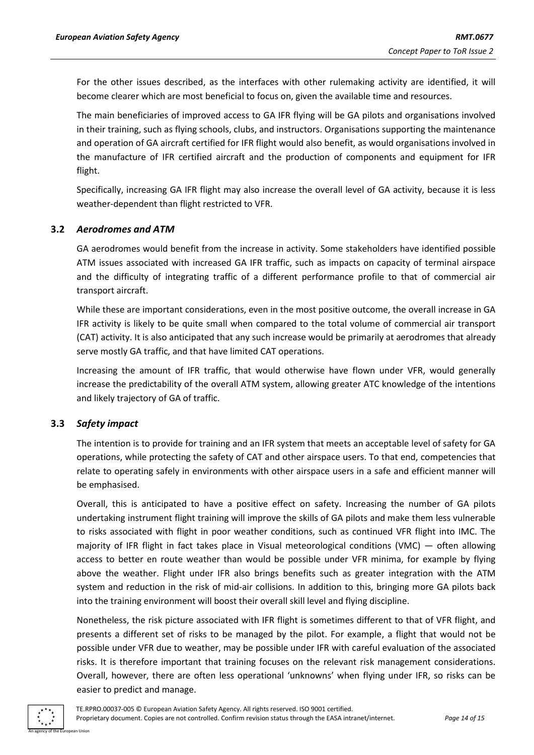For the other issues described, as the interfaces with other rulemaking activity are identified, it will become clearer which are most beneficial to focus on, given the available time and resources.

The main beneficiaries of improved access to GA IFR flying will be GA pilots and organisations involved in their training, such as flying schools, clubs, and instructors. Organisations supporting the maintenance and operation of GA aircraft certified for IFR flight would also benefit, as would organisations involved in the manufacture of IFR certified aircraft and the production of components and equipment for IFR flight.

Specifically, increasing GA IFR flight may also increase the overall level of GA activity, because it is less weather-dependent than flight restricted to VFR.

### 3.2 *Aerodromes and ATM*

GA aerodromes would benefit from the increase in activity. Some stakeholders have identified possible ATM issues associated with increased GA IFR traffic, such as impacts on capacity of terminal airspace and the difficulty of integrating traffic of a different performance profile to that of commercial air transport aircraft.

While these are important considerations, even in the most positive outcome, the overall increase in GA IFR activity is likely to be quite small when compared to the total volume of commercial air transport (CAT) activity. It is also anticipated that any such increase would be primarily at aerodromes that already serve mostly GA traffic, and that have limited CAT operations.

Increasing the amount of IFR traffic, that would otherwise have flown under VFR, would generally increase the predictability of the overall ATM system, allowing greater ATC knowledge of the intentions and likely trajectory of GA of traffic.

### 3.3 *Safety impact*

The intention is to provide for training and an IFR system that meets an acceptable level of safety for GA operations, while protecting the safety of CAT and other airspace users. To that end, competencies that relate to operating safely in environments with other airspace users in a safe and efficient manner will be emphasised.

Overall, this is anticipated to have a positive effect on safety. Increasing the number of GA pilots undertaking instrument flight training will improve the skills of GA pilots and make them less vulnerable to risks associated with flight in poor weather conditions, such as continued VFR flight into IMC. The majority of IFR flight in fact takes place in Visual meteorological conditions (VMC) — often allowing access to better en route weather than would be possible under VFR minima, for example by flying above the weather. Flight under IFR also brings benefits such as greater integration with the ATM system and reduction in the risk of mid-air collisions. In addition to this, bringing more GA pilots back into the training environment will boost their overall skill level and flying discipline.

Nonetheless, the risk picture associated with IFR flight is sometimes different to that of VFR flight, and presents a different set of risks to be managed by the pilot. For example, a flight that would not be possible under VFR due to weather, may be possible under IFR with careful evaluation of the associated risks. It is therefore important that training focuses on the relevant risk management considerations. Overall, however, there are often less operational 'unknowns' when flying under IFR, so risks can be easier to predict and manage.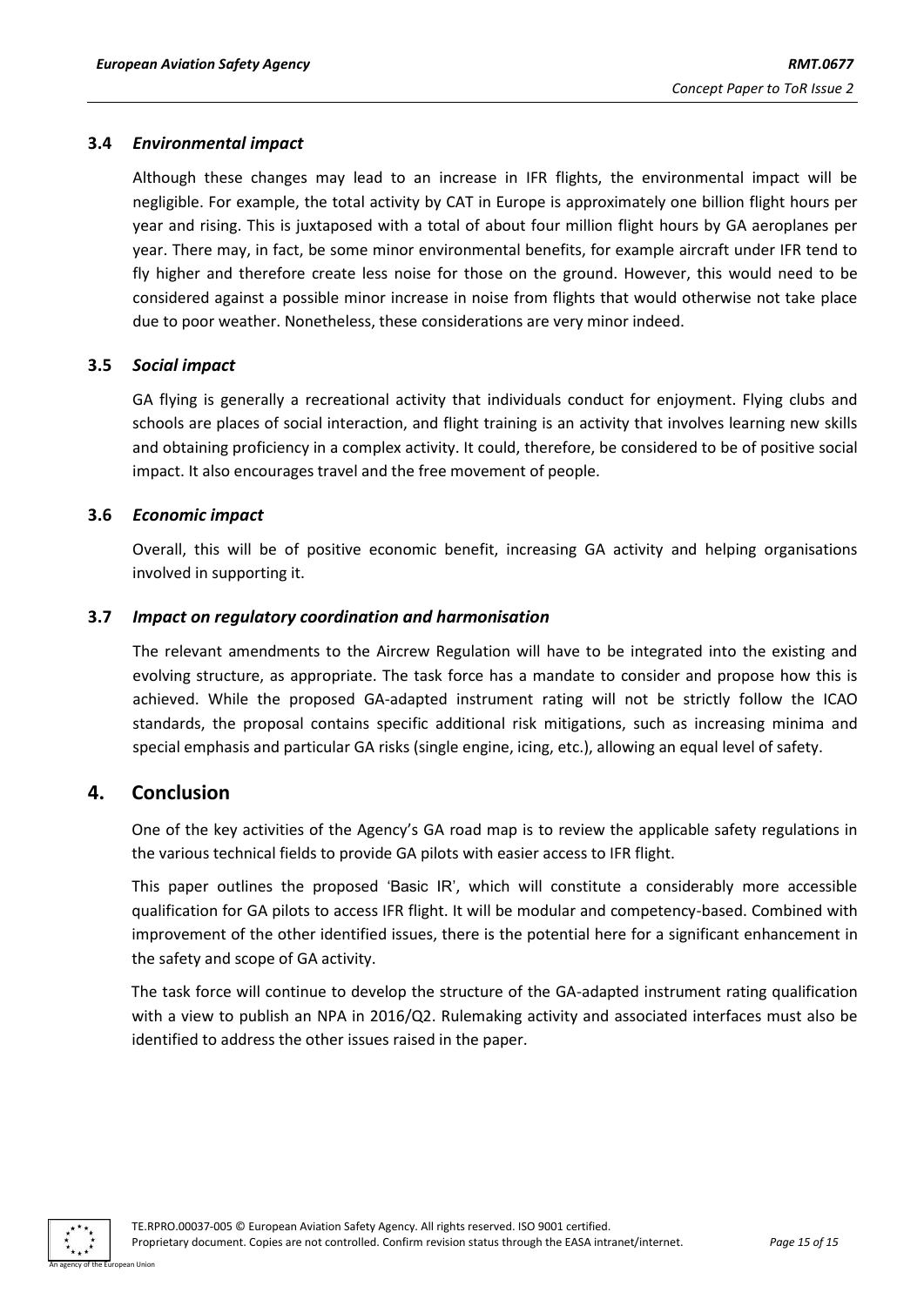### 3.4 *Environmental impact*

Although these changes may lead to an increase in IFR flights, the environmental impact will be negligible. For example, the total activity by CAT in Europe is approximately one billion flight hours per year and rising. This is juxtaposed with a total of about four million flight hours by GA aeroplanes per year. There may, in fact, be some minor environmental benefits, for example aircraft under IFR tend to fly higher and therefore create less noise for those on the ground. However, this would need to be considered against a possible minor increase in noise from flights that would otherwise not take place due to poor weather. Nonetheless, these considerations are very minor indeed.

### 3.5 *Social impact*

GA flying is generally a recreational activity that individuals conduct for enjoyment. Flying clubs and schools are places of social interaction, and flight training is an activity that involves learning new skills and obtaining proficiency in a complex activity. It could, therefore, be considered to be of positive social impact. It also encourages travel and the free movement of people.

### 3.6 *Economic impact*

Overall, this will be of positive economic benefit, increasing GA activity and helping organisations involved in supporting it.

### 3.7 *Impact on regulatory coordination and harmonisation*

The relevant amendments to the Aircrew Regulation will have to be integrated into the existing and evolving structure, as appropriate. The task force has a mandate to consider and propose how this is achieved. While the proposed GA-adapted instrument rating will not be strictly follow the ICAO standards, the proposal contains specific additional risk mitigations, such as increasing minima and special emphasis and particular GA risks (single engine, icing, etc.), allowing an equal level of safety.

## 4. Conclusion

One of the key activities of the Agency's GA road map is to review the applicable safety regulations in the various technical fields to provide GA pilots with easier access to IFR flight.

This paper outlines the proposed 'Basic IR', which will constitute a considerably more accessible qualification for GA pilots to access IFR flight. It will be modular and competency-based. Combined with improvement of the other identified issues, there is the potential here for a significant enhancement in the safety and scope of GA activity.

The task force will continue to develop the structure of the GA-adapted instrument rating qualification with a view to publish an NPA in 2016/Q2. Rulemaking activity and associated interfaces must also be identified to address the other issues raised in the paper.